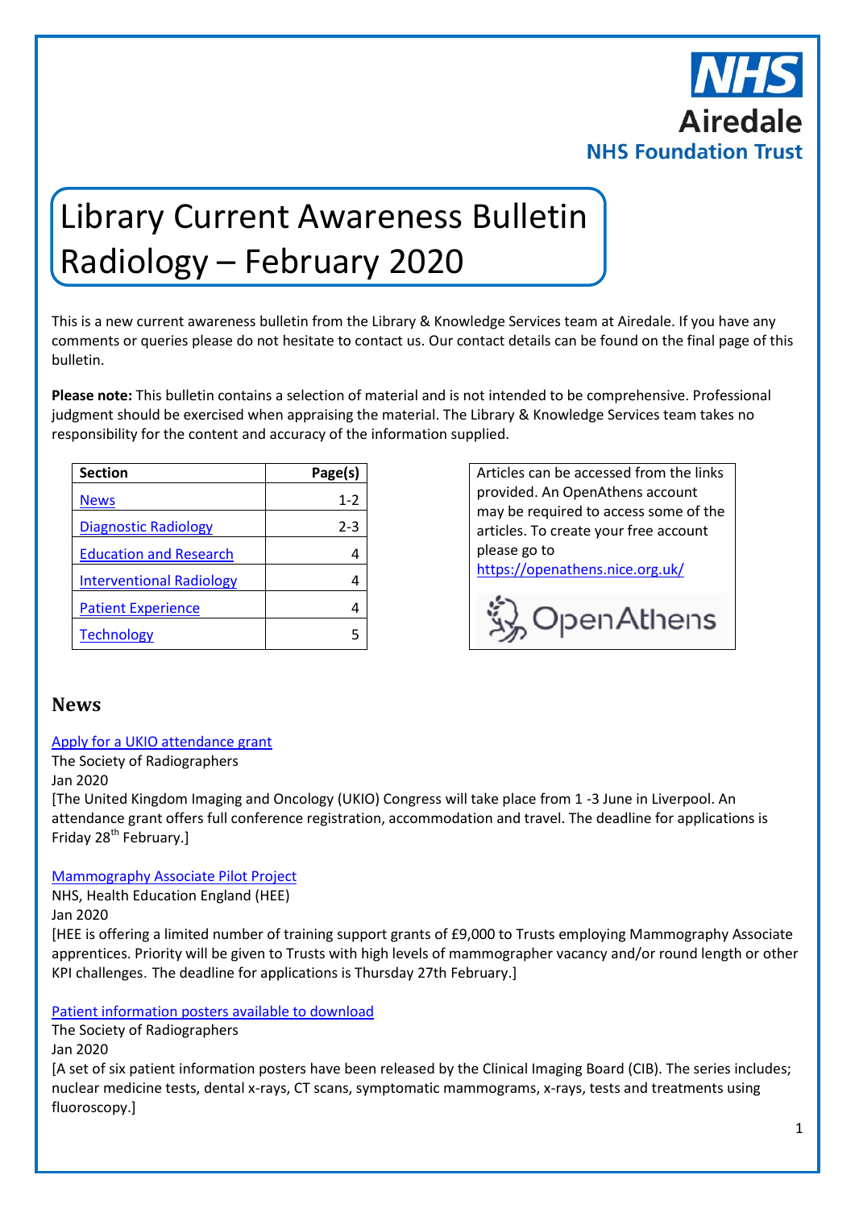NHS Airedale NHS Foundation Trust

# Library Current Awareness Bulletin Radiology – February 2020

This is a new current awareness bulletin from the Library & Knowledge Services team at Airedale. If you have any comments or queries please do not hesitate to contact us. Our contact details can be found on the final page of this bulletin.

**Please note:** This bulletin contains a selection of material and is not intended to be comprehensive. Professional judgment should be exercised when appraising the material. The Library & Knowledge Services team takes no responsibility for the content and accuracy of the information supplied.

| Section | Page(s) |
|---|---|
| News | 1-2 |
| Diagnostic Radiology | 2-3 |
| Education and Research | 4 |
| Interventional Radiology | 4 |
| Patient Experience | 4 |
| Technology | 5 |

Articles can be accessed from the links provided. An OpenAthens account may be required to access some of the articles. To create your free account please go to https://openathens.nice.org.uk/

OpenAthens

## News

Apply for a UKIO attendance grant
The Society of Radiographers
Jan 2020
[The United Kingdom Imaging and Oncology (UKIO) Congress will take place from 1 -3 June in Liverpool. An attendance grant offers full conference registration, accommodation and travel. The deadline for applications is Friday 28th February.]

Mammography Associate Pilot Project
NHS, Health Education England (HEE)
Jan 2020
[HEE is offering a limited number of training support grants of £9,000 to Trusts employing Mammography Associate apprentices. Priority will be given to Trusts with high levels of mammographer vacancy and/or round length or other KPI challenges. The deadline for applications is Thursday 27th February.]

Patient information posters available to download
The Society of Radiographers
Jan 2020
[A set of six patient information posters have been released by the Clinical Imaging Board (CIB). The series includes; nuclear medicine tests, dental x-rays, CT scans, symptomatic mammograms, x-rays, tests and treatments using fluoroscopy.]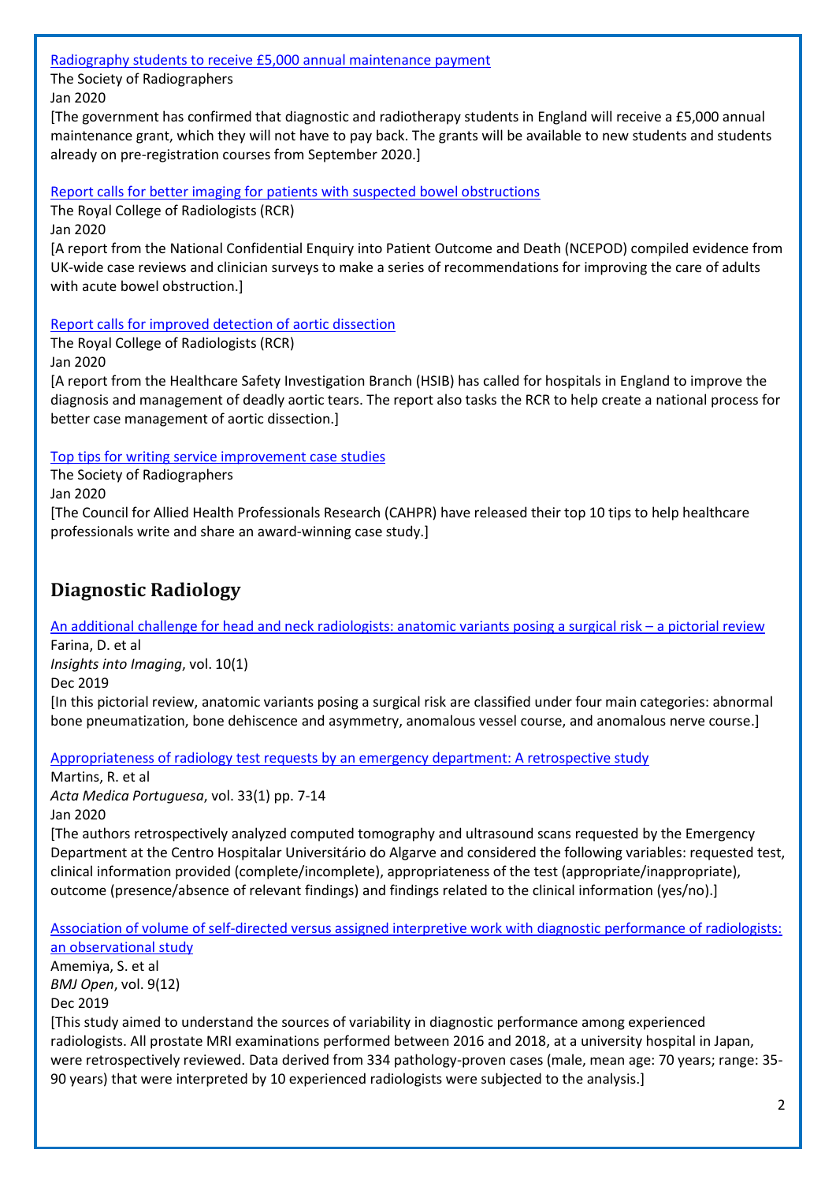[Radiography students to receive £5,000 annual maintenance payment]

The Society of Radiographers

Jan 2020

[The government has confirmed that diagnostic and radiotherapy students in England will receive a £5,000 annual maintenance grant, which they will not have to pay back. The grants will be available to new students and students already on pre-registration courses from September 2020.]

[Report calls for better imaging for patients with suspected bowel obstructions]

The Royal College of Radiologists (RCR)

Jan 2020

[A report from the National Confidential Enquiry into Patient Outcome and Death (NCEPOD) compiled evidence from UK-wide case reviews and clinician surveys to make a series of recommendations for improving the care of adults with acute bowel obstruction.]

[Report calls for improved detection of aortic dissection]

The Royal College of Radiologists (RCR)

Jan 2020

[A report from the Healthcare Safety Investigation Branch (HSIB) has called for hospitals in England to improve the diagnosis and management of deadly aortic tears. The report also tasks the RCR to help create a national process for better case management of aortic dissection.]

[Top tips for writing service improvement case studies]

The Society of Radiographers

Jan 2020

[The Council for Allied Health Professionals Research (CAHPR) have released their top 10 tips to help healthcare professionals write and share an award-winning case study.]

## Diagnostic Radiology

[An additional challenge for head and neck radiologists: anatomic variants posing a surgical risk – a pictorial review]

Farina, D. et al

*Insights into Imaging*, vol. 10(1)

Dec 2019

[In this pictorial review, anatomic variants posing a surgical risk are classified under four main categories: abnormal bone pneumatization, bone dehiscence and asymmetry, anomalous vessel course, and anomalous nerve course.]

[Appropriateness of radiology test requests by an emergency department: A retrospective study]

Martins, R. et al

*Acta Medica Portuguesa*, vol. 33(1) pp. 7-14

Jan 2020

[The authors retrospectively analyzed computed tomography and ultrasound scans requested by the Emergency Department at the Centro Hospitalar Universitário do Algarve and considered the following variables: requested test, clinical information provided (complete/incomplete), appropriateness of the test (appropriate/inappropriate), outcome (presence/absence of relevant findings) and findings related to the clinical information (yes/no).]

[Association of volume of self-directed versus assigned interpretive work with diagnostic performance of radiologists: an observational study]

Amemiya, S. et al

*BMJ Open*, vol. 9(12)

Dec 2019

[This study aimed to understand the sources of variability in diagnostic performance among experienced radiologists. All prostate MRI examinations performed between 2016 and 2018, at a university hospital in Japan, were retrospectively reviewed. Data derived from 334 pathology-proven cases (male, mean age: 70 years; range: 35-90 years) that were interpreted by 10 experienced radiologists were subjected to the analysis.]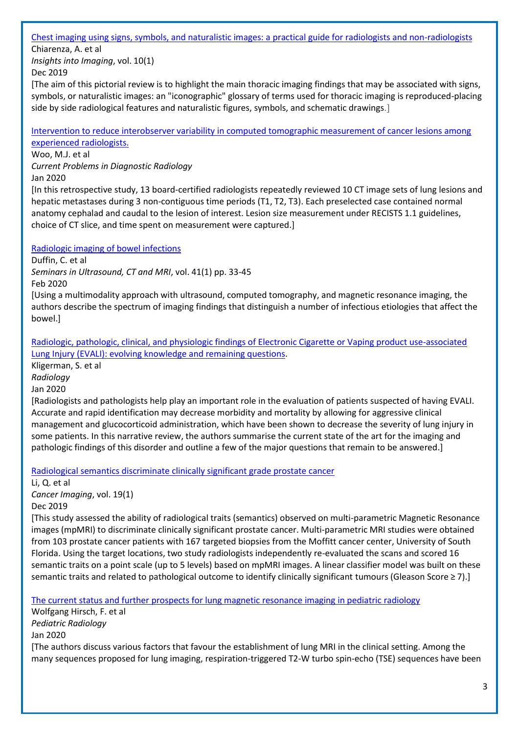[Chest imaging using signs, symbols, and naturalistic images: a practical guide for radiologists and non-radiologists]

Chiarenza, A. et al

*Insights into Imaging*, vol. 10(1)

Dec 2019

[The aim of this pictorial review is to highlight the main thoracic imaging findings that may be associated with signs, symbols, or naturalistic images: an "iconographic" glossary of terms used for thoracic imaging is reproduced-placing side by side radiological features and naturalistic figures, symbols, and schematic drawings.]

[Intervention to reduce interobserver variability in computed tomographic measurement of cancer lesions among experienced radiologists.]

Woo, M.J. et al

*Current Problems in Diagnostic Radiology*

Jan 2020

[In this retrospective study, 13 board-certified radiologists repeatedly reviewed 10 CT image sets of lung lesions and hepatic metastases during 3 non-contiguous time periods (T1, T2, T3). Each preselected case contained normal anatomy cephalad and caudal to the lesion of interest. Lesion size measurement under RECISTS 1.1 guidelines, choice of CT slice, and time spent on measurement were captured.]

[Radiologic imaging of bowel infections]

Duffin, C. et al

*Seminars in Ultrasound, CT and MRI*, vol. 41(1) pp. 33-45

Feb 2020

[Using a multimodality approach with ultrasound, computed tomography, and magnetic resonance imaging, the authors describe the spectrum of imaging findings that distinguish a number of infectious etiologies that affect the bowel.]

[Radiologic, pathologic, clinical, and physiologic findings of Electronic Cigarette or Vaping product use-associated Lung Injury (EVALI): evolving knowledge and remaining questions].

Kligerman, S. et al

*Radiology*

Jan 2020

[Radiologists and pathologists help play an important role in the evaluation of patients suspected of having EVALI. Accurate and rapid identification may decrease morbidity and mortality by allowing for aggressive clinical management and glucocorticoid administration, which have been shown to decrease the severity of lung injury in some patients. In this narrative review, the authors summarise the current state of the art for the imaging and pathologic findings of this disorder and outline a few of the major questions that remain to be answered.]

[Radiological semantics discriminate clinically significant grade prostate cancer]

Li, Q. et al

*Cancer Imaging*, vol. 19(1)

Dec 2019

[This study assessed the ability of radiological traits (semantics) observed on multi-parametric Magnetic Resonance images (mpMRI) to discriminate clinically significant prostate cancer. Multi-parametric MRI studies were obtained from 103 prostate cancer patients with 167 targeted biopsies from the Moffitt cancer center, University of South Florida. Using the target locations, two study radiologists independently re-evaluated the scans and scored 16 semantic traits on a point scale (up to 5 levels) based on mpMRI images. A linear classifier model was built on these semantic traits and related to pathological outcome to identify clinically significant tumours (Gleason Score ≥ 7).]

[The current status and further prospects for lung magnetic resonance imaging in pediatric radiology]

Wolfgang Hirsch, F. et al

*Pediatric Radiology*

Jan 2020

[The authors discuss various factors that favour the establishment of lung MRI in the clinical setting. Among the many sequences proposed for lung imaging, respiration-triggered T2-W turbo spin-echo (TSE) sequences have been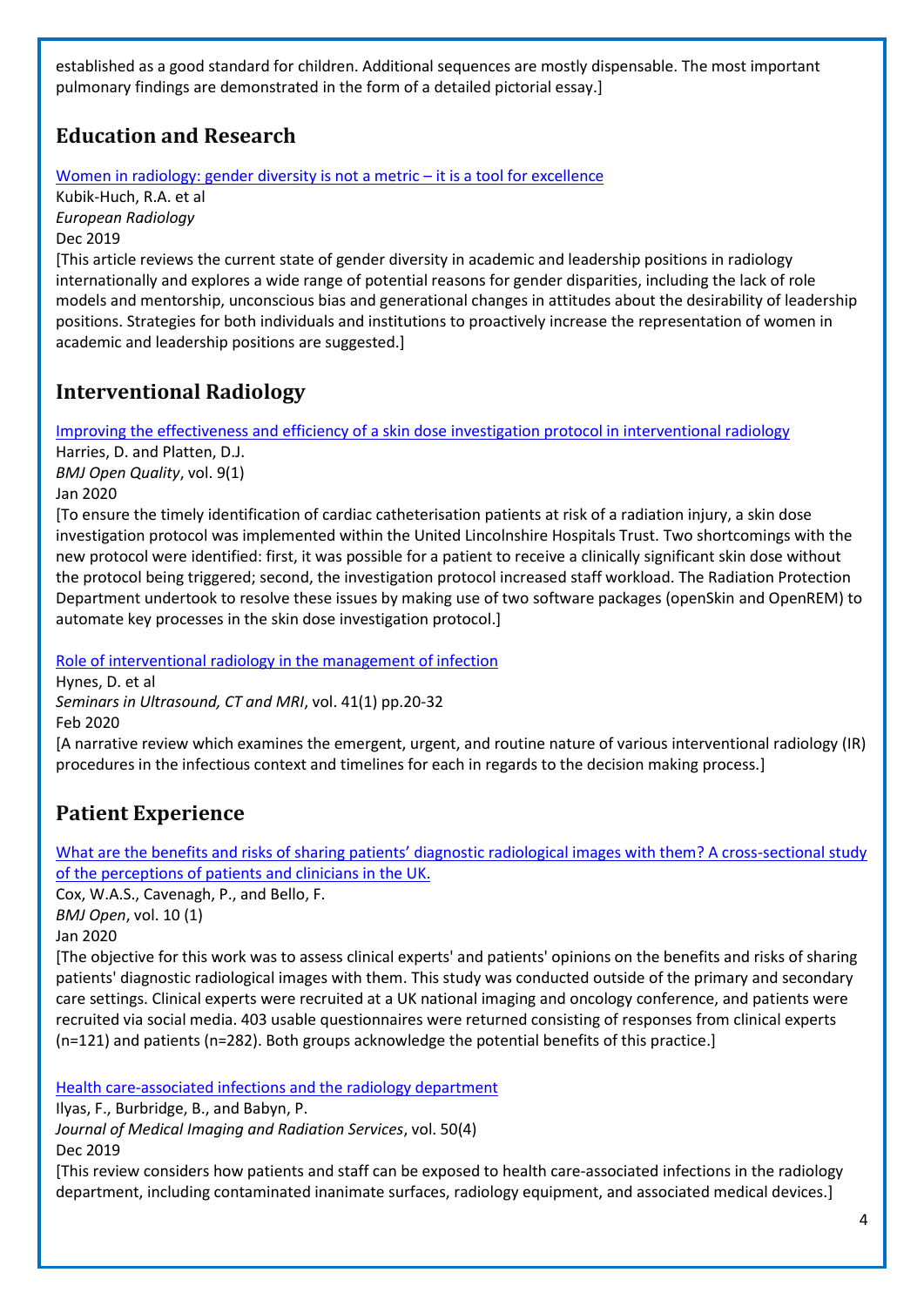established as a good standard for children. Additional sequences are mostly dispensable. The most important pulmonary findings are demonstrated in the form of a detailed pictorial essay.]

## Education and Research

Women in radiology: gender diversity is not a metric – it is a tool for excellence
Kubik-Huch, R.A. et al
*European Radiology*
Dec 2019
[This article reviews the current state of gender diversity in academic and leadership positions in radiology internationally and explores a wide range of potential reasons for gender disparities, including the lack of role models and mentorship, unconscious bias and generational changes in attitudes about the desirability of leadership positions. Strategies for both individuals and institutions to proactively increase the representation of women in academic and leadership positions are suggested.]

## Interventional Radiology

Improving the effectiveness and efficiency of a skin dose investigation protocol in interventional radiology
Harries, D. and Platten, D.J.
*BMJ Open Quality*, vol. 9(1)
Jan 2020
[To ensure the timely identification of cardiac catheterisation patients at risk of a radiation injury, a skin dose investigation protocol was implemented within the United Lincolnshire Hospitals Trust. Two shortcomings with the new protocol were identified: first, it was possible for a patient to receive a clinically significant skin dose without the protocol being triggered; second, the investigation protocol increased staff workload. The Radiation Protection Department undertook to resolve these issues by making use of two software packages (openSkin and OpenREM) to automate key processes in the skin dose investigation protocol.]

Role of interventional radiology in the management of infection
Hynes, D. et al
*Seminars in Ultrasound, CT and MRI*, vol. 41(1) pp.20-32
Feb 2020
[A narrative review which examines the emergent, urgent, and routine nature of various interventional radiology (IR) procedures in the infectious context and timelines for each in regards to the decision making process.]

## Patient Experience

What are the benefits and risks of sharing patients' diagnostic radiological images with them? A cross-sectional study of the perceptions of patients and clinicians in the UK.
Cox, W.A.S., Cavenagh, P., and Bello, F.
*BMJ Open*, vol. 10 (1)
Jan 2020
[The objective for this work was to assess clinical experts' and patients' opinions on the benefits and risks of sharing patients' diagnostic radiological images with them. This study was conducted outside of the primary and secondary care settings. Clinical experts were recruited at a UK national imaging and oncology conference, and patients were recruited via social media. 403 usable questionnaires were returned consisting of responses from clinical experts (n=121) and patients (n=282). Both groups acknowledge the potential benefits of this practice.]

Health care-associated infections and the radiology department
Ilyas, F., Burbridge, B., and Babyn, P.
*Journal of Medical Imaging and Radiation Services*, vol. 50(4)
Dec 2019
[This review considers how patients and staff can be exposed to health care-associated infections in the radiology department, including contaminated inanimate surfaces, radiology equipment, and associated medical devices.]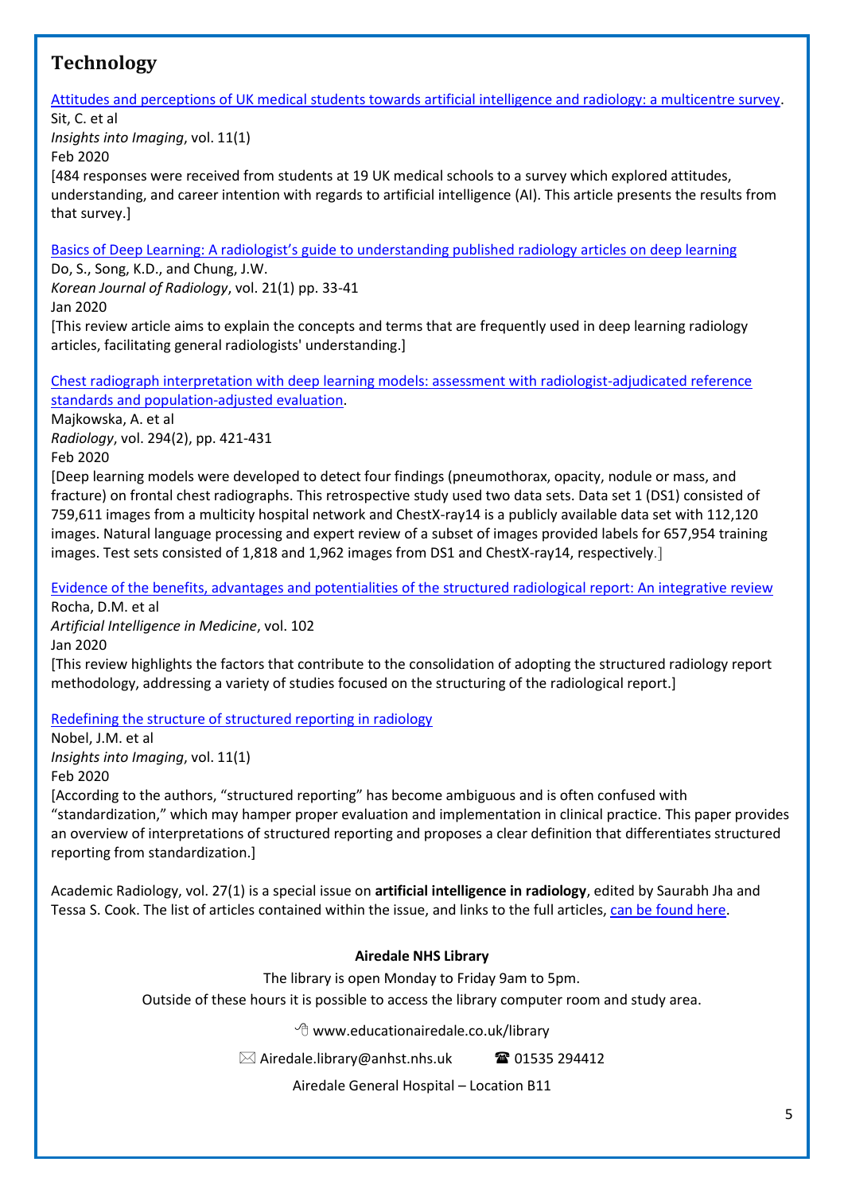## Technology

[Attitudes and perceptions of UK medical students towards artificial intelligence and radiology: a multicentre survey](#).
Sit, C. et al
*Insights into Imaging*, vol. 11(1)
Feb 2020
[484 responses were received from students at 19 UK medical schools to a survey which explored attitudes, understanding, and career intention with regards to artificial intelligence (AI). This article presents the results from that survey.]

[Basics of Deep Learning: A radiologist's guide to understanding published radiology articles on deep learning](#)
Do, S., Song, K.D., and Chung, J.W.
*Korean Journal of Radiology*, vol. 21(1) pp. 33-41
Jan 2020
[This review article aims to explain the concepts and terms that are frequently used in deep learning radiology articles, facilitating general radiologists' understanding.]

[Chest radiograph interpretation with deep learning models: assessment with radiologist-adjudicated reference standards and population-adjusted evaluation](#).
Majkowska, A. et al
*Radiology*, vol. 294(2), pp. 421-431
Feb 2020
[Deep learning models were developed to detect four findings (pneumothorax, opacity, nodule or mass, and fracture) on frontal chest radiographs. This retrospective study used two data sets. Data set 1 (DS1) consisted of 759,611 images from a multicity hospital network and ChestX-ray14 is a publicly available data set with 112,120 images. Natural language processing and expert review of a subset of images provided labels for 657,954 training images. Test sets consisted of 1,818 and 1,962 images from DS1 and ChestX-ray14, respectively.]

[Evidence of the benefits, advantages and potentialities of the structured radiological report: An integrative review](#)
Rocha, D.M. et al
*Artificial Intelligence in Medicine*, vol. 102
Jan 2020
[This review highlights the factors that contribute to the consolidation of adopting the structured radiology report methodology, addressing a variety of studies focused on the structuring of the radiological report.]

[Redefining the structure of structured reporting in radiology](#)
Nobel, J.M. et al
*Insights into Imaging*, vol. 11(1)
Feb 2020
[According to the authors, "structured reporting" has become ambiguous and is often confused with "standardization," which may hamper proper evaluation and implementation in clinical practice. This paper provides an overview of interpretations of structured reporting and proposes a clear definition that differentiates structured reporting from standardization.]

Academic Radiology, vol. 27(1) is a special issue on **artificial intelligence in radiology**, edited by Saurabh Jha and Tessa S. Cook. The list of articles contained within the issue, and links to the full articles, [can be found here](#).

**Airedale NHS Library**

The library is open Monday to Friday 9am to 5pm.
Outside of these hours it is possible to access the library computer room and study area.

www.educationairedale.co.uk/library

Airedale.library@anhst.nhs.uk ☎ 01535 294412

Airedale General Hospital – Location B11